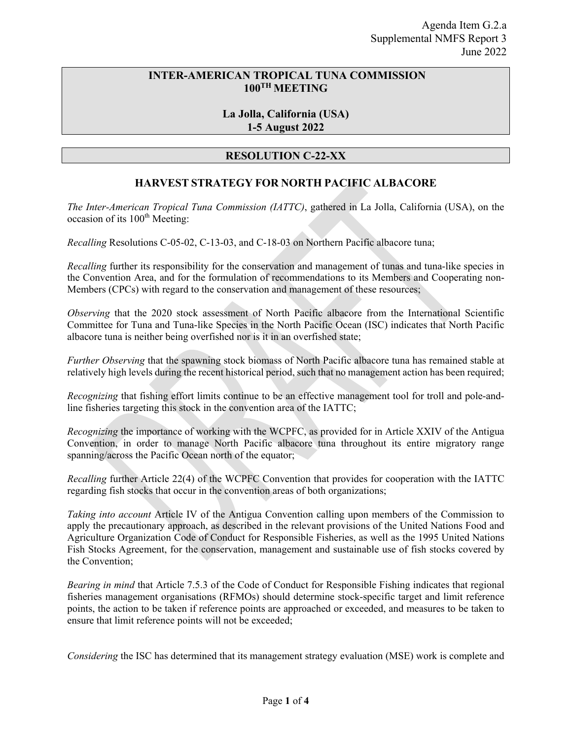Agenda Item G.2.a
Supplemental NMFS Report 3
June 2022

**INTER-AMERICAN TROPICAL TUNA COMMISSION**
**100TH MEETING**

**La Jolla, California (USA)**
**1-5 August 2022**

## RESOLUTION C-22-XX

## HARVEST STRATEGY FOR NORTH PACIFIC ALBACORE

*The Inter-American Tropical Tuna Commission (IATTC)*, gathered in La Jolla, California (USA), on the occasion of its 100th Meeting:

*Recalling* Resolutions C-05-02, C-13-03, and C-18-03 on Northern Pacific albacore tuna;

*Recalling* further its responsibility for the conservation and management of tunas and tuna-like species in the Convention Area, and for the formulation of recommendations to its Members and Cooperating non-Members (CPCs) with regard to the conservation and management of these resources;

*Observing* that the 2020 stock assessment of North Pacific albacore from the International Scientific Committee for Tuna and Tuna-like Species in the North Pacific Ocean (ISC) indicates that North Pacific albacore tuna is neither being overfished nor is it in an overfished state;

*Further Observing* that the spawning stock biomass of North Pacific albacore tuna has remained stable at relatively high levels during the recent historical period, such that no management action has been required;

*Recognizing* that fishing effort limits continue to be an effective management tool for troll and pole-and-line fisheries targeting this stock in the convention area of the IATTC;

*Recognizing* the importance of working with the WCPFC, as provided for in Article XXIV of the Antigua Convention, in order to manage North Pacific albacore tuna throughout its entire migratory range spanning/across the Pacific Ocean north of the equator;

*Recalling* further Article 22(4) of the WCPFC Convention that provides for cooperation with the IATTC regarding fish stocks that occur in the convention areas of both organizations;

*Taking into account* Article IV of the Antigua Convention calling upon members of the Commission to apply the precautionary approach, as described in the relevant provisions of the United Nations Food and Agriculture Organization Code of Conduct for Responsible Fisheries, as well as the 1995 United Nations Fish Stocks Agreement, for the conservation, management and sustainable use of fish stocks covered by the Convention;

*Bearing in mind* that Article 7.5.3 of the Code of Conduct for Responsible Fishing indicates that regional fisheries management organisations (RFMOs) should determine stock-specific target and limit reference points, the action to be taken if reference points are approached or exceeded, and measures to be taken to ensure that limit reference points will not be exceeded;

*Considering* the ISC has determined that its management strategy evaluation (MSE) work is complete and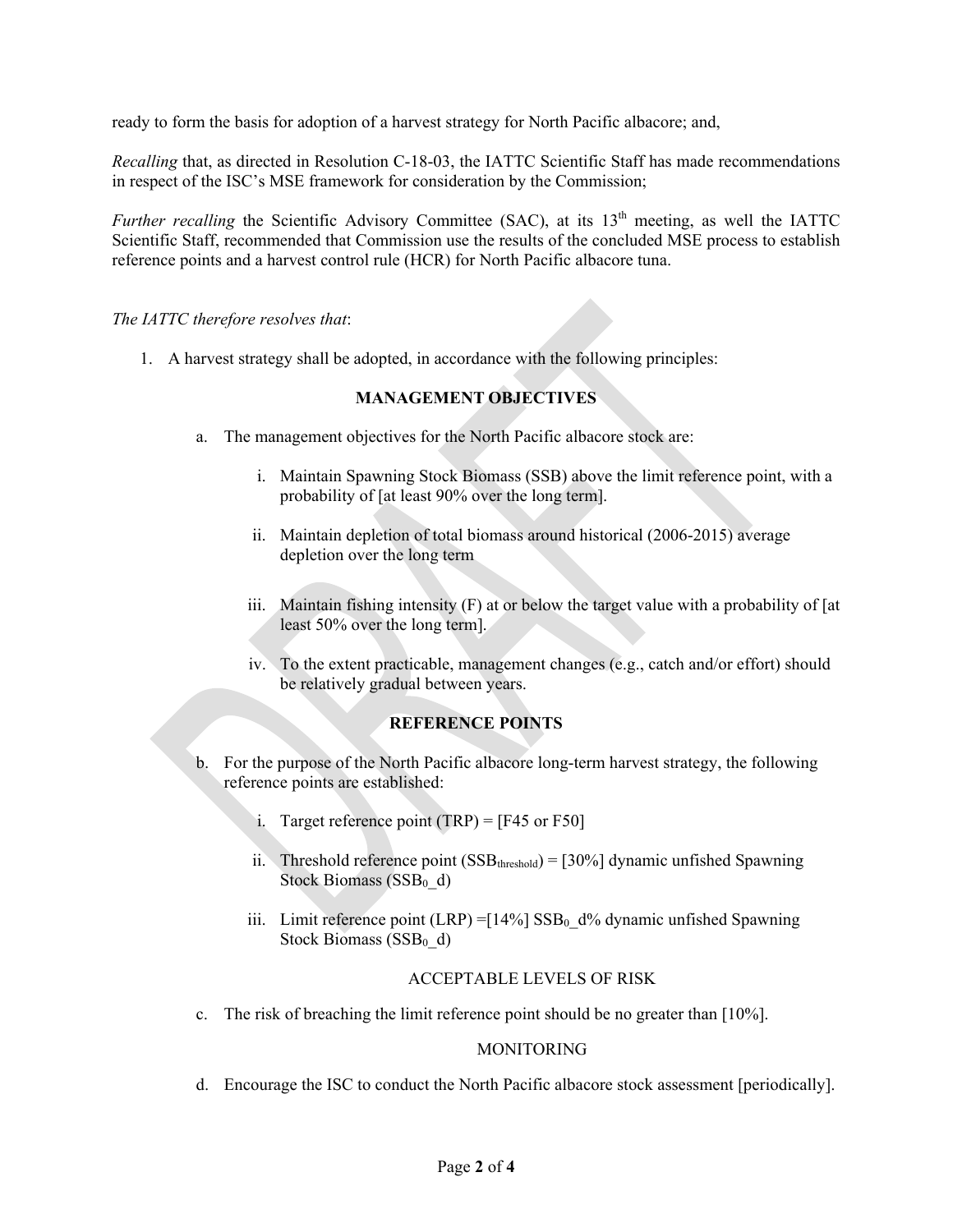ready to form the basis for adoption of a harvest strategy for North Pacific albacore; and,

*Recalling* that, as directed in Resolution C-18-03, the IATTC Scientific Staff has made recommendations in respect of the ISC's MSE framework for consideration by the Commission;

*Further recalling* the Scientific Advisory Committee (SAC), at its 13th meeting, as well the IATTC Scientific Staff, recommended that Commission use the results of the concluded MSE process to establish reference points and a harvest control rule (HCR) for North Pacific albacore tuna.

*The IATTC therefore resolves that*:

1. A harvest strategy shall be adopted, in accordance with the following principles:

**MANAGEMENT OBJECTIVES**

a. The management objectives for the North Pacific albacore stock are:

   i. Maintain Spawning Stock Biomass (SSB) above the limit reference point, with a probability of [at least 90% over the long term].

   ii. Maintain depletion of total biomass around historical (2006-2015) average depletion over the long term

   iii. Maintain fishing intensity (F) at or below the target value with a probability of [at least 50% over the long term].

   iv. To the extent practicable, management changes (e.g., catch and/or effort) should be relatively gradual between years.

**REFERENCE POINTS**

b. For the purpose of the North Pacific albacore long-term harvest strategy, the following reference points are established:

   i. Target reference point (TRP) = [F45 or F50]

   ii. Threshold reference point ($SSB_{threshold}$) = [30%] dynamic unfished Spawning Stock Biomass ($SSB_0$_d)

   iii. Limit reference point (LRP) =[14%] $SSB_0$_d% dynamic unfished Spawning Stock Biomass ($SSB_0$_d)

ACCEPTABLE LEVELS OF RISK

c. The risk of breaching the limit reference point should be no greater than [10%].

MONITORING

d. Encourage the ISC to conduct the North Pacific albacore stock assessment [periodically].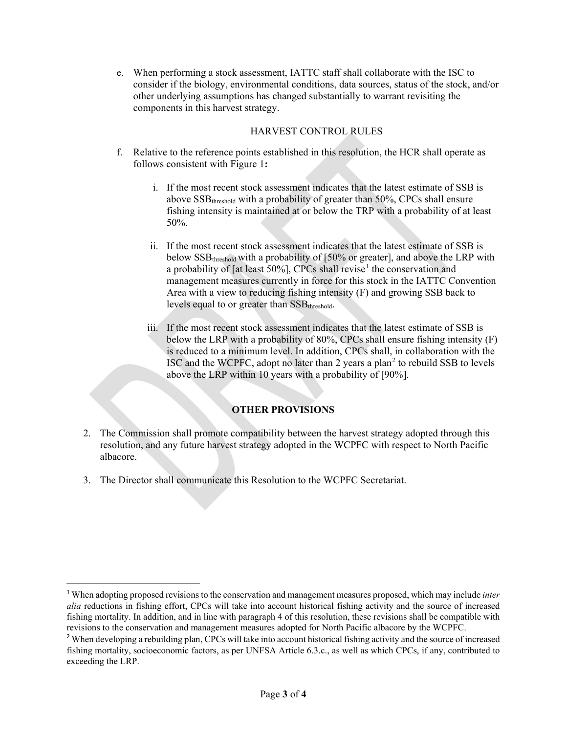e. When performing a stock assessment, IATTC staff shall collaborate with the ISC to consider if the biology, environmental conditions, data sources, status of the stock, and/or other underlying assumptions has changed substantially to warrant revisiting the components in this harvest strategy.

HARVEST CONTROL RULES

f. Relative to the reference points established in this resolution, the HCR shall operate as follows consistent with Figure 1**:**

   i. If the most recent stock assessment indicates that the latest estimate of SSB is above $SSB_{threshold}$ with a probability of greater than 50%, CPCs shall ensure fishing intensity is maintained at or below the TRP with a probability of at least 50%.

   ii. If the most recent stock assessment indicates that the latest estimate of SSB is below $SSB_{threshold}$ with a probability of [50% or greater], and above the LRP with a probability of [at least 50%], CPCs shall revise[1] the conservation and management measures currently in force for this stock in the IATTC Convention Area with a view to reducing fishing intensity (F) and growing SSB back to levels equal to or greater than $SSB_{threshold}$.

   iii. If the most recent stock assessment indicates that the latest estimate of SSB is below the LRP with a probability of 80%, CPCs shall ensure fishing intensity (F) is reduced to a minimum level. In addition, CPCs shall, in collaboration with the ISC and the WCPFC, adopt no later than 2 years a plan[2] to rebuild SSB to levels above the LRP within 10 years with a probability of [90%].

## OTHER PROVISIONS

2. The Commission shall promote compatibility between the harvest strategy adopted through this resolution, and any future harvest strategy adopted in the WCPFC with respect to North Pacific albacore.

3. The Director shall communicate this Resolution to the WCPFC Secretariat.

---

[1] When adopting proposed revisions to the conservation and management measures proposed, which may include *inter alia* reductions in fishing effort, CPCs will take into account historical fishing activity and the source of increased fishing mortality. In addition, and in line with paragraph 4 of this resolution, these revisions shall be compatible with revisions to the conservation and management measures adopted for North Pacific albacore by the WCPFC.

[2] When developing a rebuilding plan, CPCs will take into account historical fishing activity and the source of increased fishing mortality, socioeconomic factors, as per UNFSA Article 6.3.c., as well as which CPCs, if any, contributed to exceeding the LRP.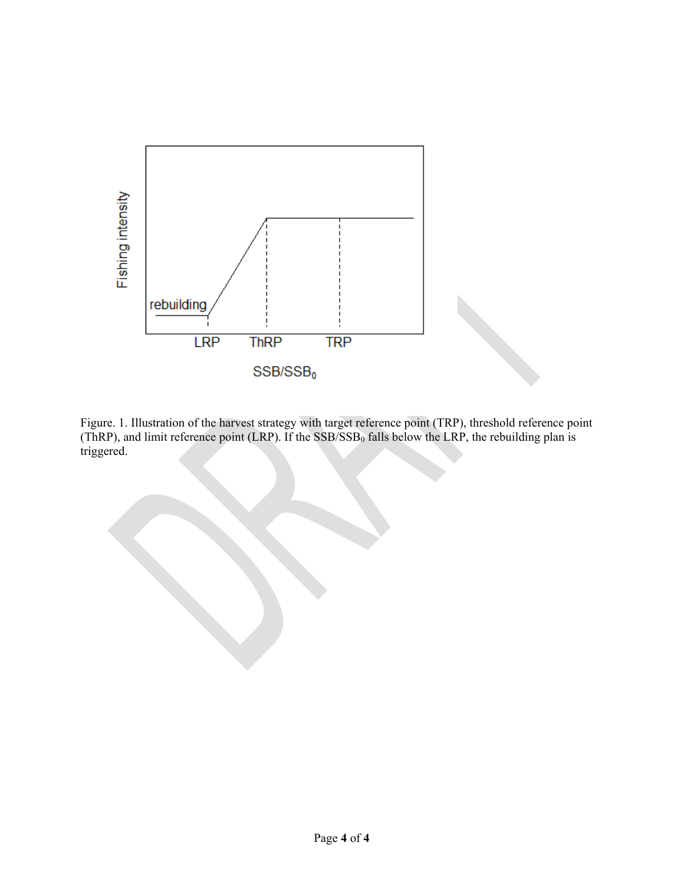Fishing intensity

rebuilding

LRP

ThRP

TRP

$SSB/SSB_0$

Figure. 1. Illustration of the harvest strategy with target reference point (TRP), threshold reference point (ThRP), and limit reference point (LRP). If the $SSB/SSB_0$ falls below the LRP, the rebuilding plan is triggered.